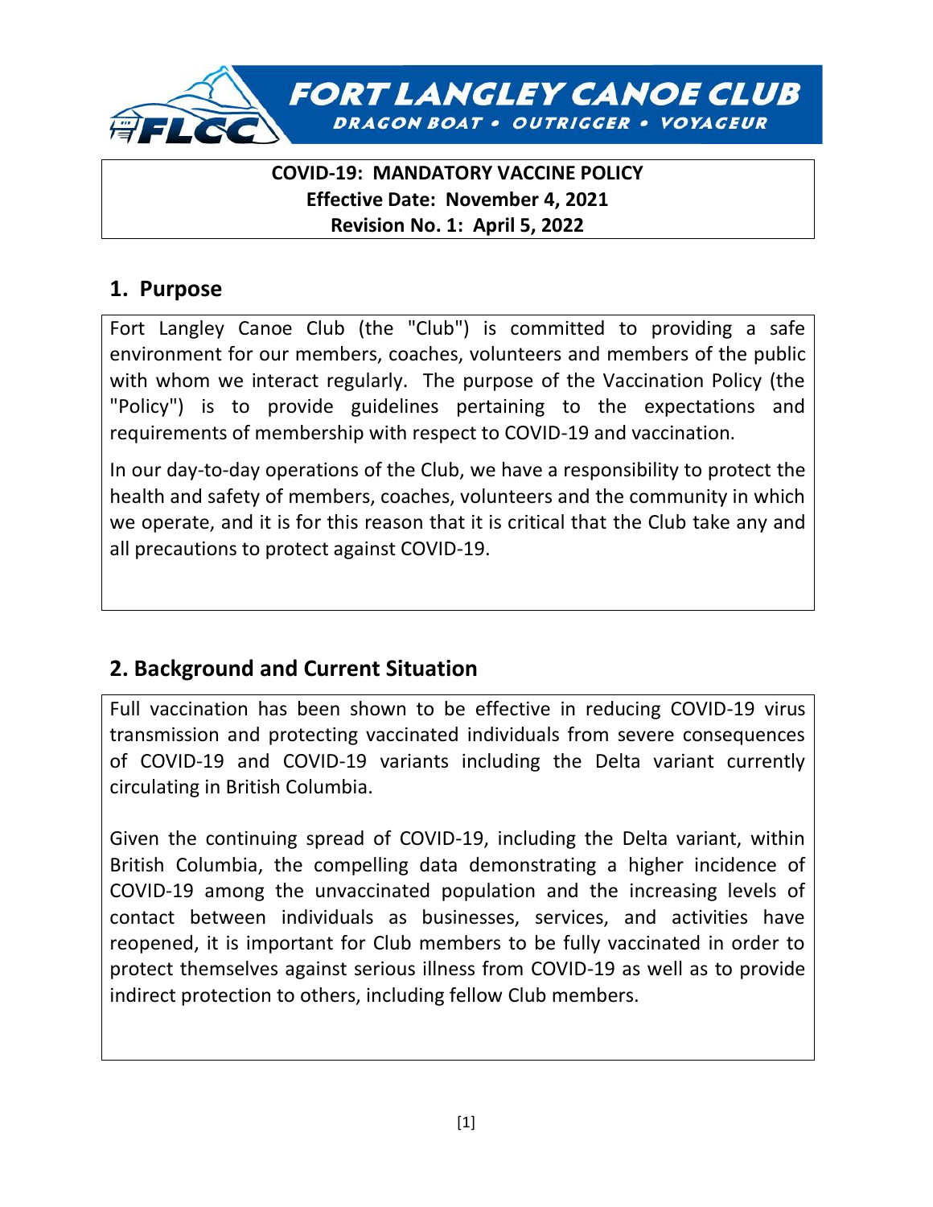**FORT LANGLEY CANOE CLUB**

**DRAGON BOAT • OUTRIGGER • VOYAGEUR**

**COVID-19: MANDATORY VACCINE POLICY**
**Effective Date: November 4, 2021**
**Revision No. 1: April 5, 2022**

## 1. Purpose

Fort Langley Canoe Club (the "Club") is committed to providing a safe environment for our members, coaches, volunteers and members of the public with whom we interact regularly. The purpose of the Vaccination Policy (the "Policy") is to provide guidelines pertaining to the expectations and requirements of membership with respect to COVID-19 and vaccination.

In our day-to-day operations of the Club, we have a responsibility to protect the health and safety of members, coaches, volunteers and the community in which we operate, and it is for this reason that it is critical that the Club take any and all precautions to protect against COVID-19.

## 2. Background and Current Situation

Full vaccination has been shown to be effective in reducing COVID-19 virus transmission and protecting vaccinated individuals from severe consequences of COVID-19 and COVID-19 variants including the Delta variant currently circulating in British Columbia.

Given the continuing spread of COVID-19, including the Delta variant, within British Columbia, the compelling data demonstrating a higher incidence of COVID-19 among the unvaccinated population and the increasing levels of contact between individuals as businesses, services, and activities have reopened, it is important for Club members to be fully vaccinated in order to protect themselves against serious illness from COVID-19 as well as to provide indirect protection to others, including fellow Club members.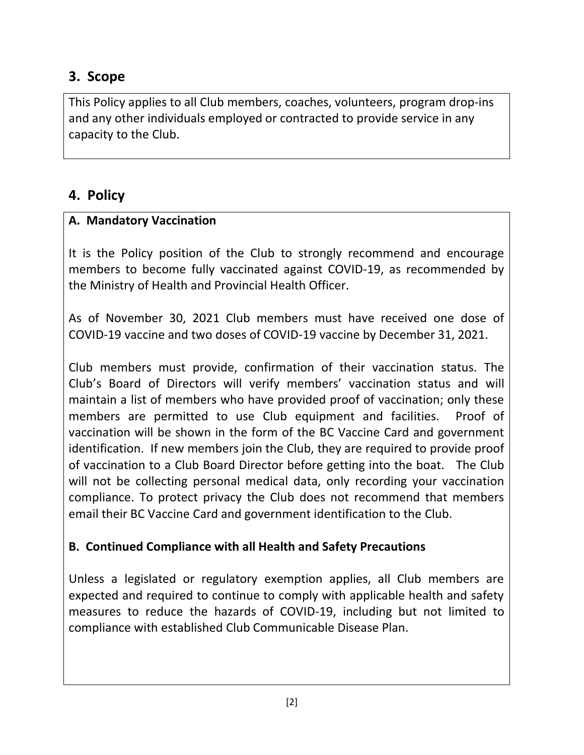## 3. Scope

This Policy applies to all Club members, coaches, volunteers, program drop-ins and any other individuals employed or contracted to provide service in any capacity to the Club.

## 4. Policy

### A. Mandatory Vaccination

It is the Policy position of the Club to strongly recommend and encourage members to become fully vaccinated against COVID-19, as recommended by the Ministry of Health and Provincial Health Officer.

As of November 30, 2021 Club members must have received one dose of COVID-19 vaccine and two doses of COVID-19 vaccine by December 31, 2021.

Club members must provide, confirmation of their vaccination status. The Club's Board of Directors will verify members' vaccination status and will maintain a list of members who have provided proof of vaccination; only these members are permitted to use Club equipment and facilities. Proof of vaccination will be shown in the form of the BC Vaccine Card and government identification. If new members join the Club, they are required to provide proof of vaccination to a Club Board Director before getting into the boat. The Club will not be collecting personal medical data, only recording your vaccination compliance. To protect privacy the Club does not recommend that members email their BC Vaccine Card and government identification to the Club.

### B. Continued Compliance with all Health and Safety Precautions

Unless a legislated or regulatory exemption applies, all Club members are expected and required to continue to comply with applicable health and safety measures to reduce the hazards of COVID-19, including but not limited to compliance with established Club Communicable Disease Plan.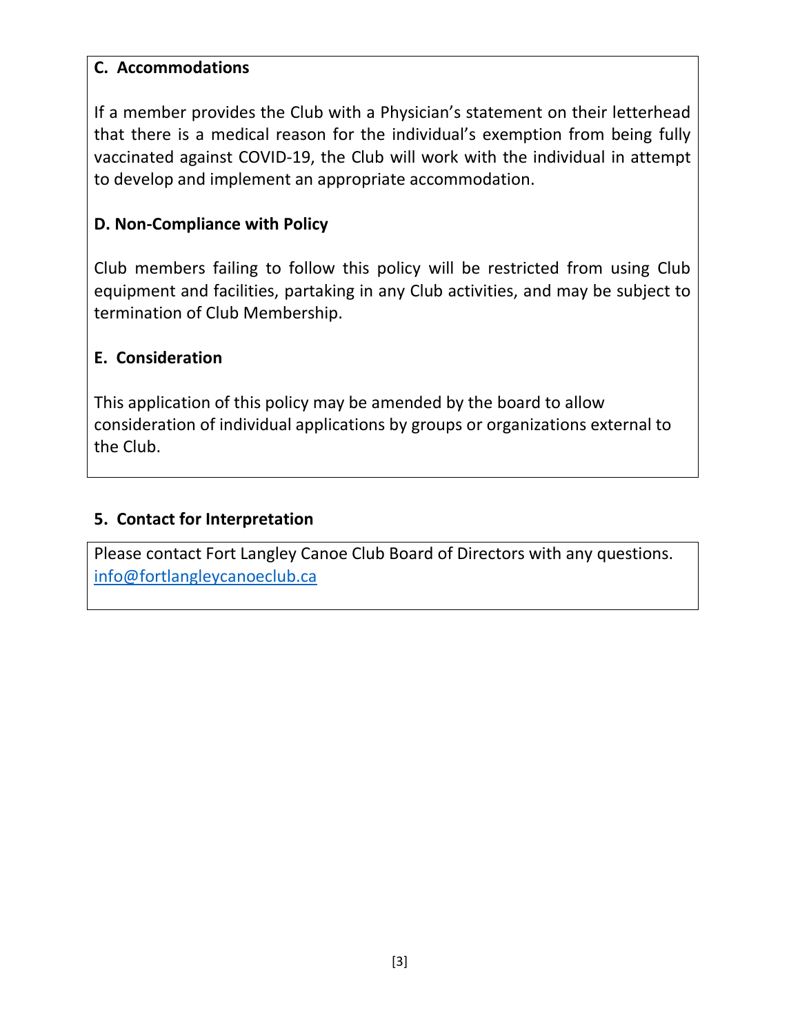### C. Accommodations

If a member provides the Club with a Physician's statement on their letterhead that there is a medical reason for the individual's exemption from being fully vaccinated against COVID-19, the Club will work with the individual in attempt to develop and implement an appropriate accommodation.

### D. Non-Compliance with Policy

Club members failing to follow this policy will be restricted from using Club equipment and facilities, partaking in any Club activities, and may be subject to termination of Club Membership.

### E. Consideration

This application of this policy may be amended by the board to allow consideration of individual applications by groups or organizations external to the Club.

## 5. Contact for Interpretation

Please contact Fort Langley Canoe Club Board of Directors with any questions.
info@fortlangleycanoeclub.ca